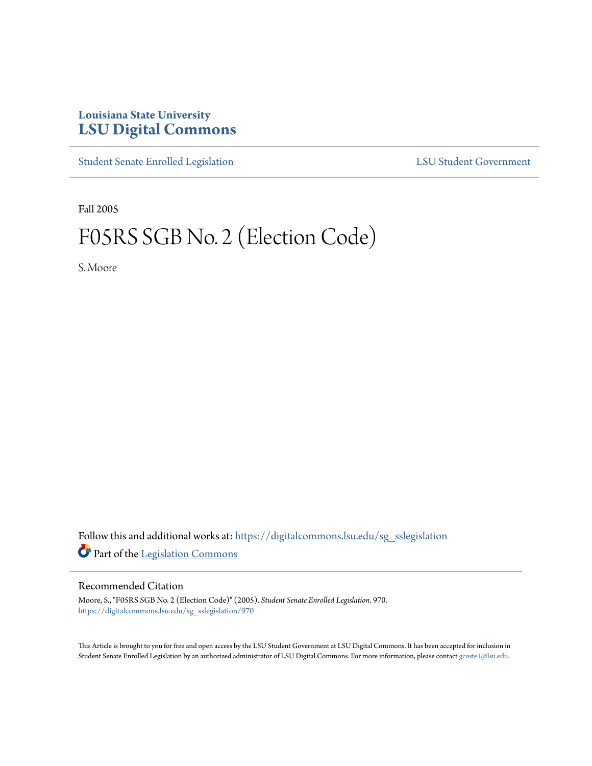Louisiana State University

# LSU Digital Commons

Student Senate Enrolled Legislation | LSU Student Government

Fall 2005

# F05RS SGB No. 2 (Election Code)

S. Moore

Follow this and additional works at: https://digitalcommons.lsu.edu/sg_sslegislation

Part of the Legislation Commons

## Recommended Citation

Moore, S., "F05RS SGB No. 2 (Election Code)" (2005). *Student Senate Enrolled Legislation*. 970.
https://digitalcommons.lsu.edu/sg_sslegislation/970

This Article is brought to you for free and open access by the LSU Student Government at LSU Digital Commons. It has been accepted for inclusion in Student Senate Enrolled Legislation by an authorized administrator of LSU Digital Commons. For more information, please contact gcoste1@lsu.edu.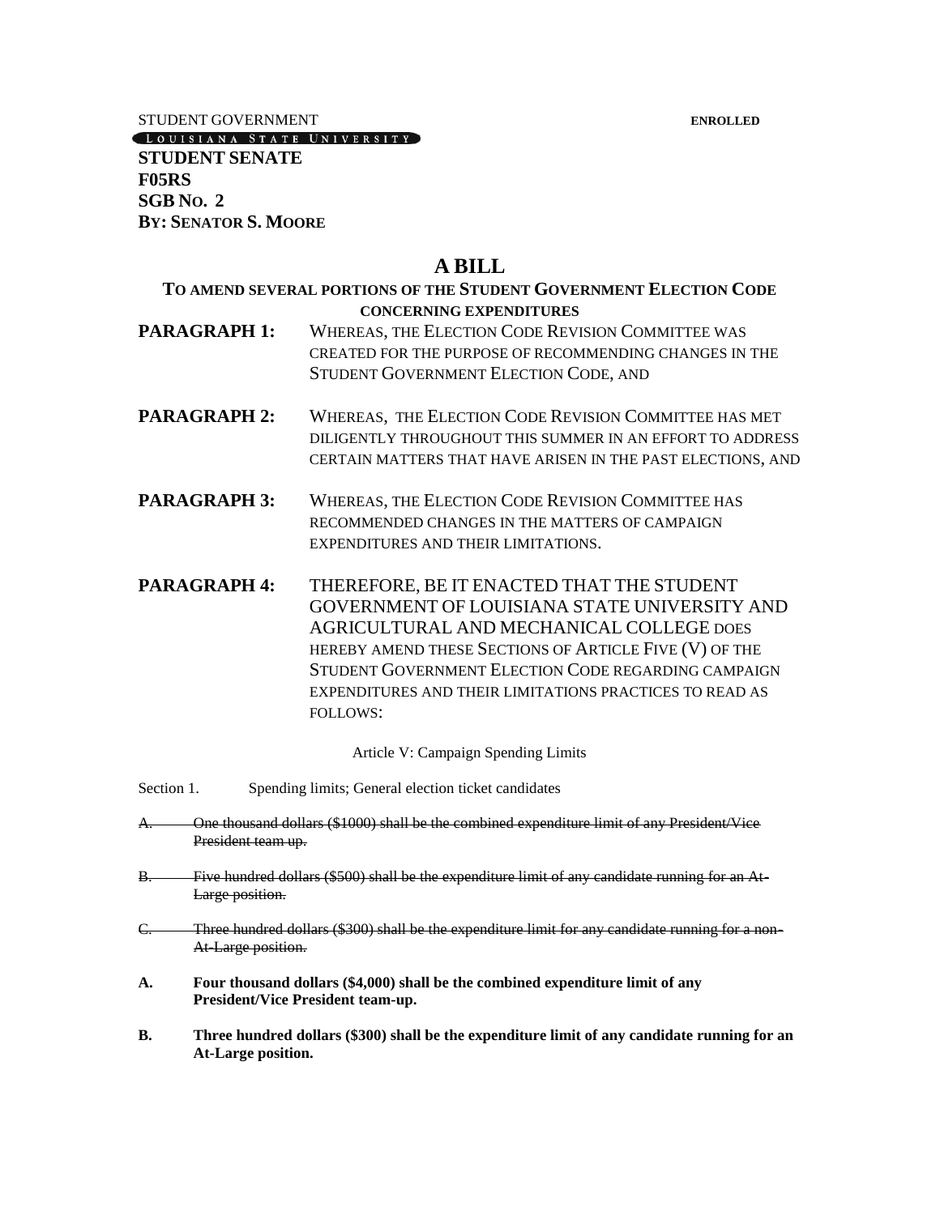STUDENT GOVERNMENT **ENROLLED**

LOUISIANA STATE UNIVERSITY

**STUDENT SENATE**
**F05RS**
**SGB NO. 2**
**BY: SENATOR S. MOORE**

# A BILL

### TO AMEND SEVERAL PORTIONS OF THE STUDENT GOVERNMENT ELECTION CODE CONCERNING EXPENDITURES

**PARAGRAPH 1:** WHEREAS, THE ELECTION CODE REVISION COMMITTEE WAS CREATED FOR THE PURPOSE OF RECOMMENDING CHANGES IN THE STUDENT GOVERNMENT ELECTION CODE, AND

**PARAGRAPH 2:** WHEREAS, THE ELECTION CODE REVISION COMMITTEE HAS MET DILIGENTLY THROUGHOUT THIS SUMMER IN AN EFFORT TO ADDRESS CERTAIN MATTERS THAT HAVE ARISEN IN THE PAST ELECTIONS, AND

**PARAGRAPH 3:** WHEREAS, THE ELECTION CODE REVISION COMMITTEE HAS RECOMMENDED CHANGES IN THE MATTERS OF CAMPAIGN EXPENDITURES AND THEIR LIMITATIONS.

**PARAGRAPH 4:** THEREFORE, BE IT ENACTED THAT THE STUDENT GOVERNMENT OF LOUISIANA STATE UNIVERSITY AND AGRICULTURAL AND MECHANICAL COLLEGE DOES HEREBY AMEND THESE SECTIONS OF ARTICLE FIVE (V) OF THE STUDENT GOVERNMENT ELECTION CODE REGARDING CAMPAIGN EXPENDITURES AND THEIR LIMITATIONS PRACTICES TO READ AS FOLLOWS:

Article V: Campaign Spending Limits

Section 1. Spending limits; General election ticket candidates

~~A. One thousand dollars ($1000) shall be the combined expenditure limit of any President/Vice President team up.~~

~~B. Five hundred dollars ($500) shall be the expenditure limit of any candidate running for an At-Large position.~~

~~C. Three hundred dollars ($300) shall be the expenditure limit for any candidate running for a non-At-Large position.~~

**A. Four thousand dollars ($4,000) shall be the combined expenditure limit of any President/Vice President team-up.**

**B. Three hundred dollars ($300) shall be the expenditure limit of any candidate running for an At-Large position.**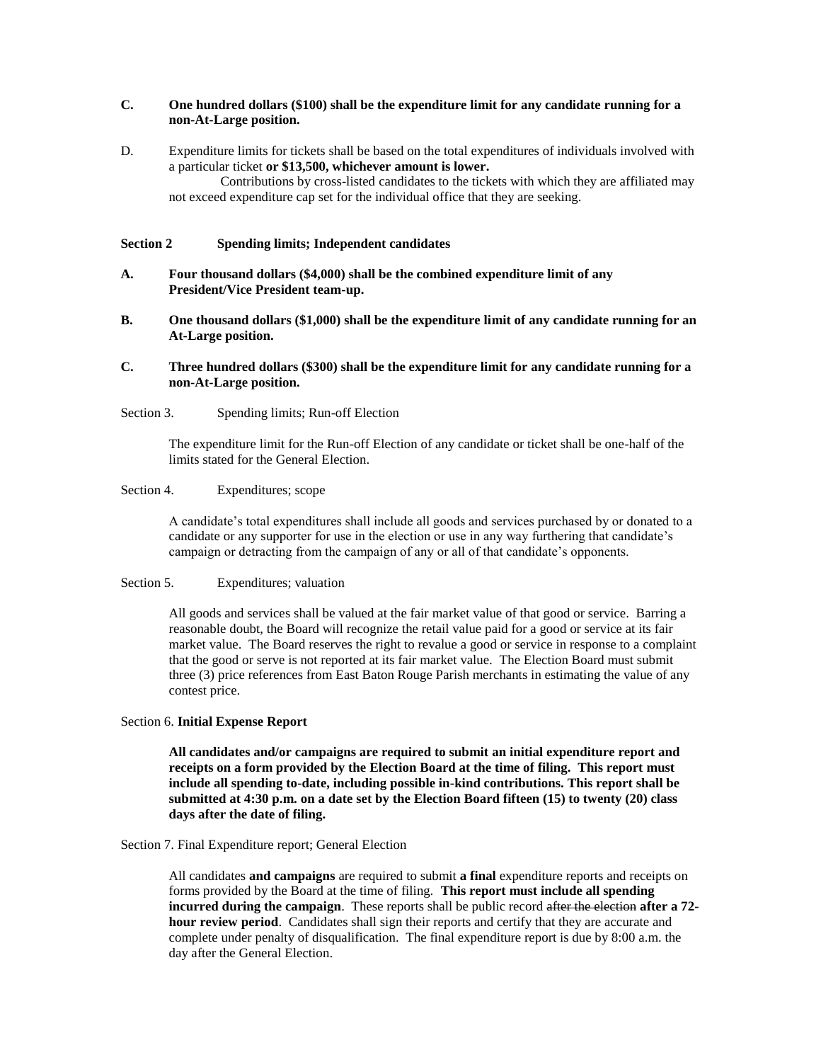**C. One hundred dollars ($100) shall be the expenditure limit for any candidate running for a non-At-Large position.**

D. Expenditure limits for tickets shall be based on the total expenditures of individuals involved with a particular ticket **or $13,500, whichever amount is lower.**

Contributions by cross-listed candidates to the tickets with which they are affiliated may not exceed expenditure cap set for the individual office that they are seeking.

**Section 2 Spending limits; Independent candidates**

**A. Four thousand dollars ($4,000) shall be the combined expenditure limit of any President/Vice President team-up.**

**B. One thousand dollars ($1,000) shall be the expenditure limit of any candidate running for an At-Large position.**

**C. Three hundred dollars ($300) shall be the expenditure limit for any candidate running for a non-At-Large position.**

Section 3. Spending limits; Run-off Election

The expenditure limit for the Run-off Election of any candidate or ticket shall be one-half of the limits stated for the General Election.

Section 4. Expenditures; scope

A candidate's total expenditures shall include all goods and services purchased by or donated to a candidate or any supporter for use in the election or use in any way furthering that candidate's campaign or detracting from the campaign of any or all of that candidate's opponents.

Section 5. Expenditures; valuation

All goods and services shall be valued at the fair market value of that good or service. Barring a reasonable doubt, the Board will recognize the retail value paid for a good or service at its fair market value. The Board reserves the right to revalue a good or service in response to a complaint that the good or serve is not reported at its fair market value. The Election Board must submit three (3) price references from East Baton Rouge Parish merchants in estimating the value of any contest price.

Section 6. **Initial Expense Report**

**All candidates and/or campaigns are required to submit an initial expenditure report and receipts on a form provided by the Election Board at the time of filing. This report must include all spending to-date, including possible in-kind contributions. This report shall be submitted at 4:30 p.m. on a date set by the Election Board fifteen (15) to twenty (20) class days after the date of filing.**

Section 7. Final Expenditure report; General Election

All candidates **and campaigns** are required to submit **a final** expenditure reports and receipts on forms provided by the Board at the time of filing. **This report must include all spending incurred during the campaign**. These reports shall be public record ~~after the election~~ **after a 72-hour review period**. Candidates shall sign their reports and certify that they are accurate and complete under penalty of disqualification. The final expenditure report is due by 8:00 a.m. the day after the General Election.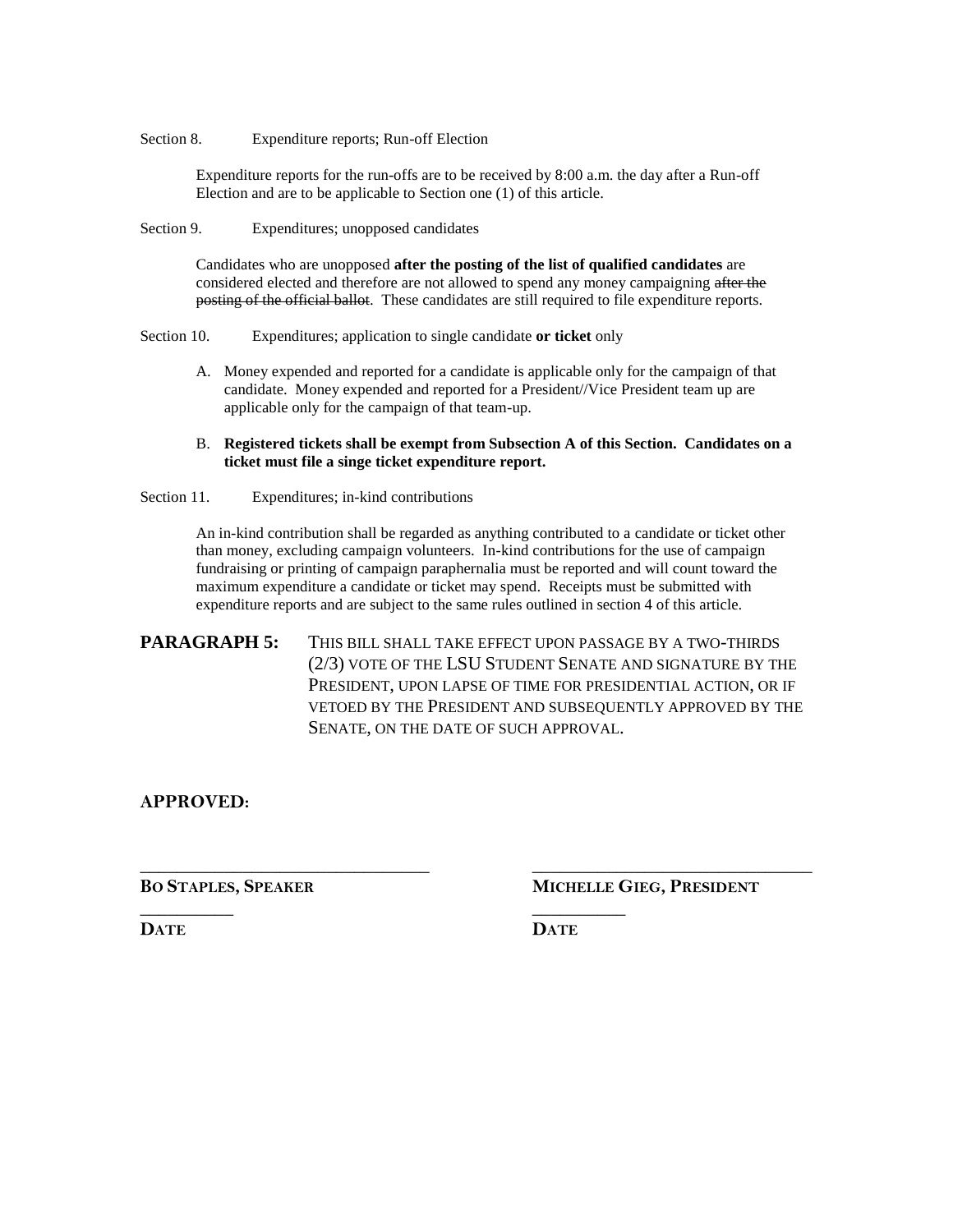Section 8. Expenditure reports; Run-off Election

Expenditure reports for the run-offs are to be received by 8:00 a.m. the day after a Run-off Election and are to be applicable to Section one (1) of this article.

Section 9. Expenditures; unopposed candidates

Candidates who are unopposed **after the posting of the list of qualified candidates** are considered elected and therefore are not allowed to spend any money campaigning ~~after the posting of the official ballot~~. These candidates are still required to file expenditure reports.

Section 10. Expenditures; application to single candidate **or ticket** only

A. Money expended and reported for a candidate is applicable only for the campaign of that candidate. Money expended and reported for a President//Vice President team up are applicable only for the campaign of that team-up.

B. **Registered tickets shall be exempt from Subsection A of this Section. Candidates on a ticket must file a singe ticket expenditure report.**

Section 11. Expenditures; in-kind contributions

An in-kind contribution shall be regarded as anything contributed to a candidate or ticket other than money, excluding campaign volunteers. In-kind contributions for the use of campaign fundraising or printing of campaign paraphernalia must be reported and will count toward the maximum expenditure a candidate or ticket may spend. Receipts must be submitted with expenditure reports and are subject to the same rules outlined in section 4 of this article.

**PARAGRAPH 5:** THIS BILL SHALL TAKE EFFECT UPON PASSAGE BY A TWO-THIRDS (2/3) VOTE OF THE LSU STUDENT SENATE AND SIGNATURE BY THE PRESIDENT, UPON LAPSE OF TIME FOR PRESIDENTIAL ACTION, OR IF VETOED BY THE PRESIDENT AND SUBSEQUENTLY APPROVED BY THE SENATE, ON THE DATE OF SUCH APPROVAL.

**APPROVED:**

________________________________ ________________________________

**BO STAPLES, SPEAKER** **MICHELLE GIEG, PRESIDENT**

__________ __________

**DATE** **DATE**